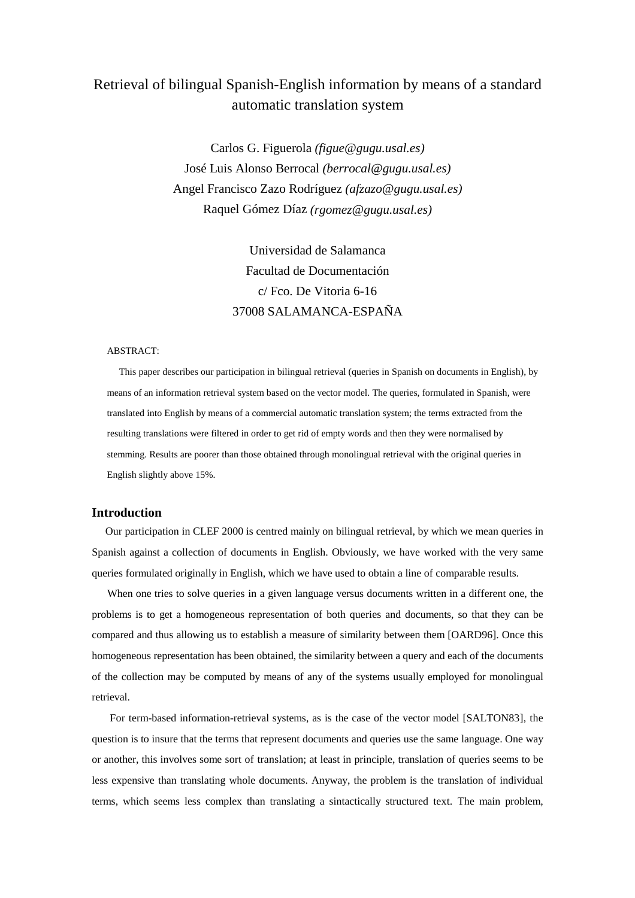# Retrieval of bilingual Spanish-English information by means of a standard automatic translation system

Carlos G. Figuerola *(figue@gugu.usal.es)*
José Luis Alonso Berrocal *(berrocal@gugu.usal.es)*
Angel Francisco Zazo Rodríguez *(afzazo@gugu.usal.es)*
Raquel Gómez Díaz *(rgomez@gugu.usal.es)*

Universidad de Salamanca
Facultad de Documentación
c/ Fco. De Vitoria 6-16
37008 SALAMANCA-ESPAÑA

ABSTRACT:

This paper describes our participation in bilingual retrieval (queries in Spanish on documents in English), by means of an information retrieval system based on the vector model. The queries, formulated in Spanish, were translated into English by means of a commercial automatic translation system; the terms extracted from the resulting translations were filtered in order to get rid of empty words and then they were normalised by stemming. Results are poorer than those obtained through monolingual retrieval with the original queries in English slightly above 15%.

## Introduction

Our participation in CLEF 2000 is centred mainly on bilingual retrieval, by which we mean queries in Spanish against a collection of documents in English. Obviously, we have worked with the very same queries formulated originally in English, which we have used to obtain a line of comparable results.

When one tries to solve queries in a given language versus documents written in a different one, the problems is to get a homogeneous representation of both queries and documents, so that they can be compared and thus allowing us to establish a measure of similarity between them [OARD96]. Once this homogeneous representation has been obtained, the similarity between a query and each of the documents of the collection may be computed by means of any of the systems usually employed for monolingual retrieval.

For term-based information-retrieval systems, as is the case of the vector model [SALTON83], the question is to insure that the terms that represent documents and queries use the same language. One way or another, this involves some sort of translation; at least in principle, translation of queries seems to be less expensive than translating whole documents. Anyway, the problem is the translation of individual terms, which seems less complex than translating a sintactically structured text. The main problem,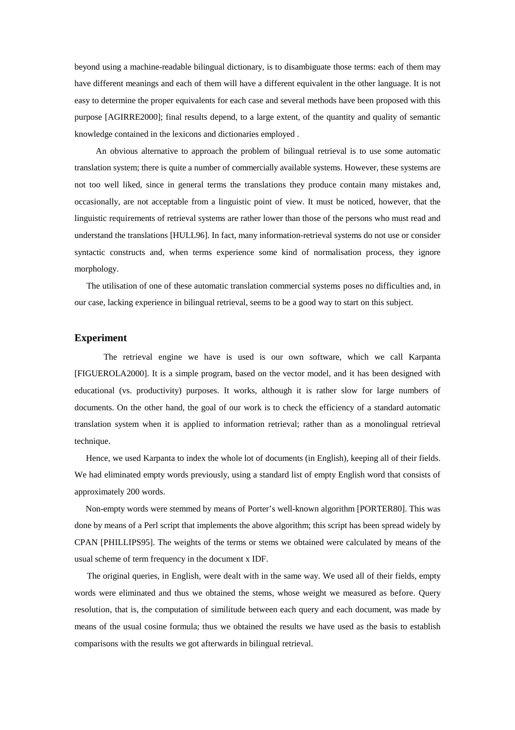beyond using a machine-readable bilingual dictionary, is to disambiguate those terms: each of them may have different meanings and each of them will have a different equivalent in the other language. It is not easy to determine the proper equivalents for each case and several methods have been proposed with this purpose [AGIRRE2000]; final results depend, to a large extent, of the quantity and quality of semantic knowledge contained in the lexicons and dictionaries employed .

An obvious alternative to approach the problem of bilingual retrieval is to use some automatic translation system; there is quite a number of commercially available systems. However, these systems are not too well liked, since in general terms the translations they produce contain many mistakes and, occasionally, are not acceptable from a linguistic point of view. It must be noticed, however, that the linguistic requirements of retrieval systems are rather lower than those of the persons who must read and understand the translations [HULL96]. In fact, many information-retrieval systems do not use or consider syntactic constructs and, when terms experience some kind of normalisation process, they ignore morphology.

The utilisation of one of these automatic translation commercial systems poses no difficulties and, in our case, lacking experience in bilingual retrieval, seems to be a good way to start on this subject.

## Experiment

The retrieval engine we have is used is our own software, which we call Karpanta [FIGUEROLA2000]. It is a simple program, based on the vector model, and it has been designed with educational (vs. productivity) purposes. It works, although it is rather slow for large numbers of documents. On the other hand, the goal of our work is to check the efficiency of a standard automatic translation system when it is applied to information retrieval; rather than as a monolingual retrieval technique.

Hence, we used Karpanta to index the whole lot of documents (in English), keeping all of their fields. We had eliminated empty words previously, using a standard list of empty English word that consists of approximately 200 words.

Non-empty words were stemmed by means of Porter's well-known algorithm [PORTER80]. This was done by means of a Perl script that implements the above algorithm; this script has been spread widely by CPAN [PHILLIPS95]. The weights of the terms or stems we obtained were calculated by means of the usual scheme of term frequency in the document x IDF.

The original queries, in English, were dealt with in the same way. We used all of their fields, empty words were eliminated and thus we obtained the stems, whose weight we measured as before. Query resolution, that is, the computation of similitude between each query and each document, was made by means of the usual cosine formula; thus we obtained the results we have used as the basis to establish comparisons with the results we got afterwards in bilingual retrieval.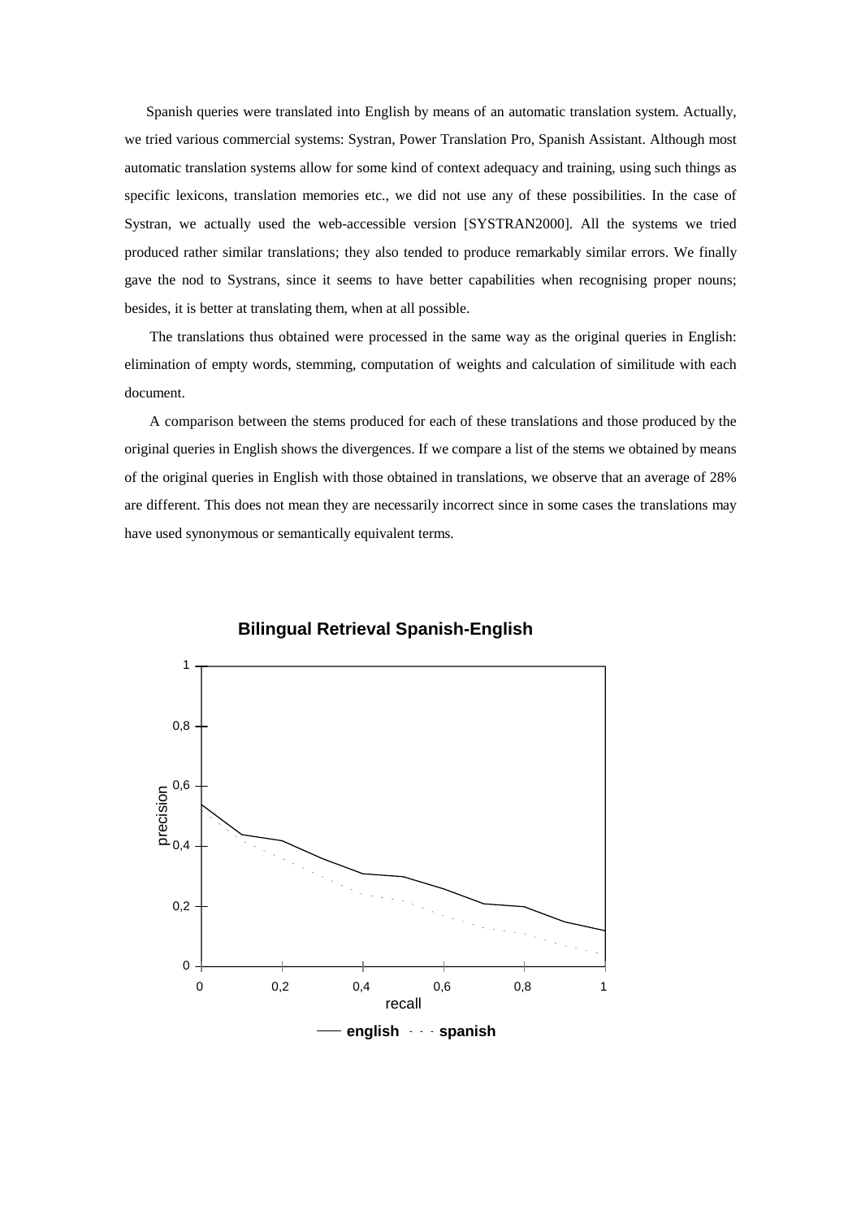Spanish queries were translated into English by means of an automatic translation system. Actually, we tried various commercial systems: Systran, Power Translation Pro, Spanish Assistant. Although most automatic translation systems allow for some kind of context adequacy and training, using such things as specific lexicons, translation memories etc., we did not use any of these possibilities. In the case of Systran, we actually used the web-accessible version [SYSTRAN2000]. All the systems we tried produced rather similar translations; they also tended to produce remarkably similar errors. We finally gave the nod to Systrans, since it seems to have better capabilities when recognising proper nouns; besides, it is better at translating them, when at all possible.

The translations thus obtained were processed in the same way as the original queries in English: elimination of empty words, stemming, computation of weights and calculation of similitude with each document.

A comparison between the stems produced for each of these translations and those produced by the original queries in English shows the divergences. If we compare a list of the stems we obtained by means of the original queries in English with those obtained in translations, we observe that an average of 28% are different. This does not mean they are necessarily incorrect since in some cases the translations may have used synonymous or semantically equivalent terms.

**Bilingual Retrieval Spanish-English**

[Chart: precision (y-axis, 0 to 1) vs. recall (x-axis, 0 to 1); legend: english (solid line), spanish (dashed line)]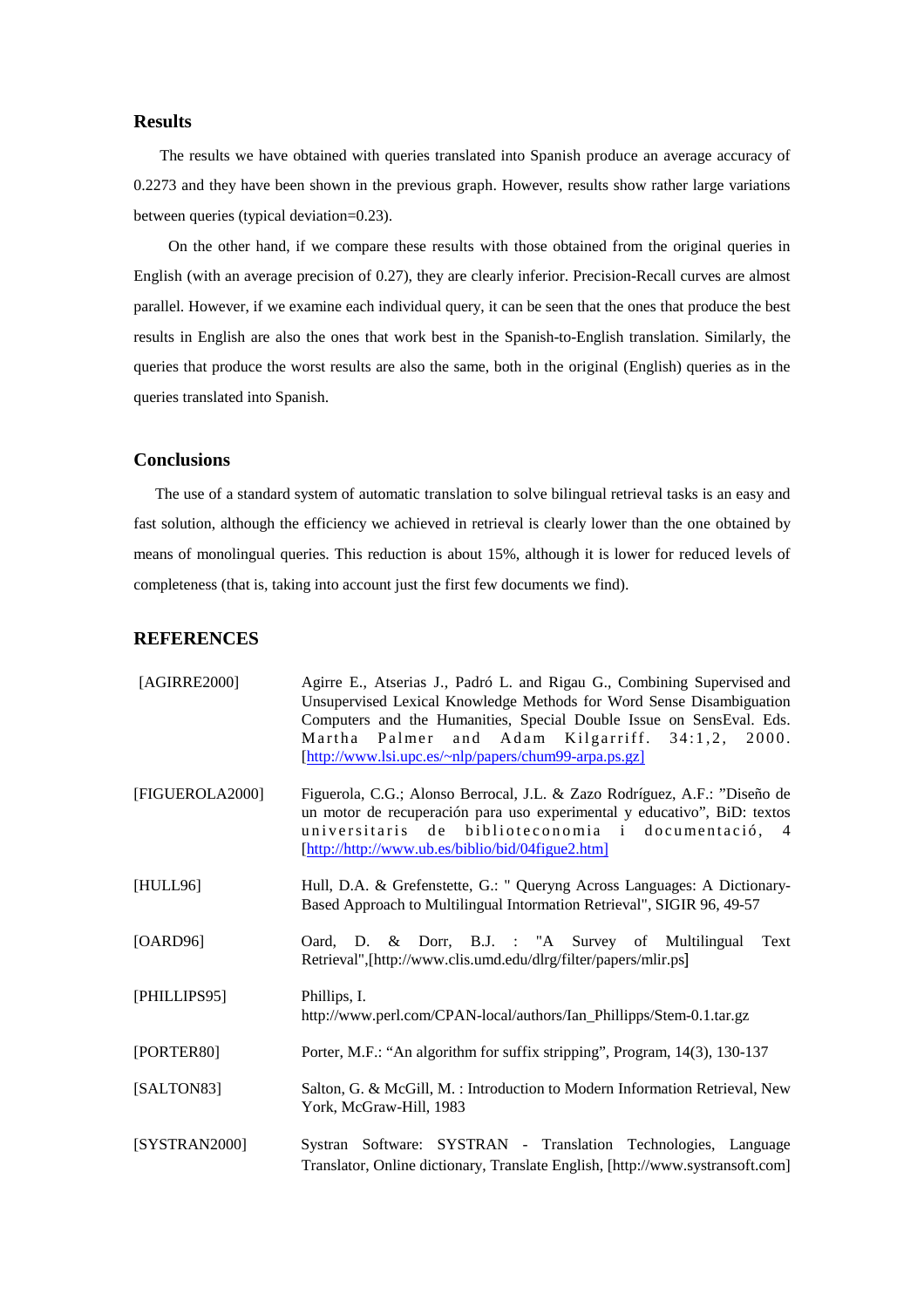## Results

The results we have obtained with queries translated into Spanish produce an average accuracy of 0.2273 and they have been shown in the previous graph. However, results show rather large variations between queries (typical deviation=0.23).

On the other hand, if we compare these results with those obtained from the original queries in English (with an average precision of 0.27), they are clearly inferior. Precision-Recall curves are almost parallel. However, if we examine each individual query, it can be seen that the ones that produce the best results in English are also the ones that work best in the Spanish-to-English translation. Similarly, the queries that produce the worst results are also the same, both in the original (English) queries as in the queries translated into Spanish.

## Conclusions

The use of a standard system of automatic translation to solve bilingual retrieval tasks is an easy and fast solution, although the efficiency we achieved in retrieval is clearly lower than the one obtained by means of monolingual queries. This reduction is about 15%, although it is lower for reduced levels of completeness (that is, taking into account just the first few documents we find).

## REFERENCES

| | |
|---|---|
| [AGIRRE2000] | Agirre E., Atserias J., Padró L. and Rigau G., Combining Supervised and Unsupervised Lexical Knowledge Methods for Word Sense Disambiguation Computers and the Humanities, Special Double Issue on SensEval. Eds. Martha Palmer and Adam Kilgarriff. 34:1,2, 2000. [http://www.lsi.upc.es/~nlp/papers/chum99-arpa.ps.gz] |
| [FIGUEROLA2000] | Figuerola, C.G.; Alonso Berrocal, J.L. & Zazo Rodríguez, A.F.: "Diseño de un motor de recuperación para uso experimental y educativo", BiD: textos universitaris de biblioteconomia i documentació, 4 [http://http://www.ub.es/biblio/bid/04figue2.htm] |
| [HULL96] | Hull, D.A. & Grefenstette, G.: " Queryng Across Languages: A Dictionary-Based Approach to Multilingual Information Retrieval", SIGIR 96, 49-57 |
| [OARD96] | Oard, D. & Dorr, B.J. : "A Survey of Multilingual Text Retrieval",[http://www.clis.umd.edu/dlrg/filter/papers/mlir.ps] |
| [PHILLIPS95] | Phillips, I. http://www.perl.com/CPAN-local/authors/Ian_Phillipps/Stem-0.1.tar.gz |
| [PORTER80] | Porter, M.F.: "An algorithm for suffix stripping", Program, 14(3), 130-137 |
| [SALTON83] | Salton, G. & McGill, M. : Introduction to Modern Information Retrieval, New York, McGraw-Hill, 1983 |
| [SYSTRAN2000] | Systran Software: SYSTRAN - Translation Technologies, Language Translator, Online dictionary, Translate English, [http://www.systransoft.com] |